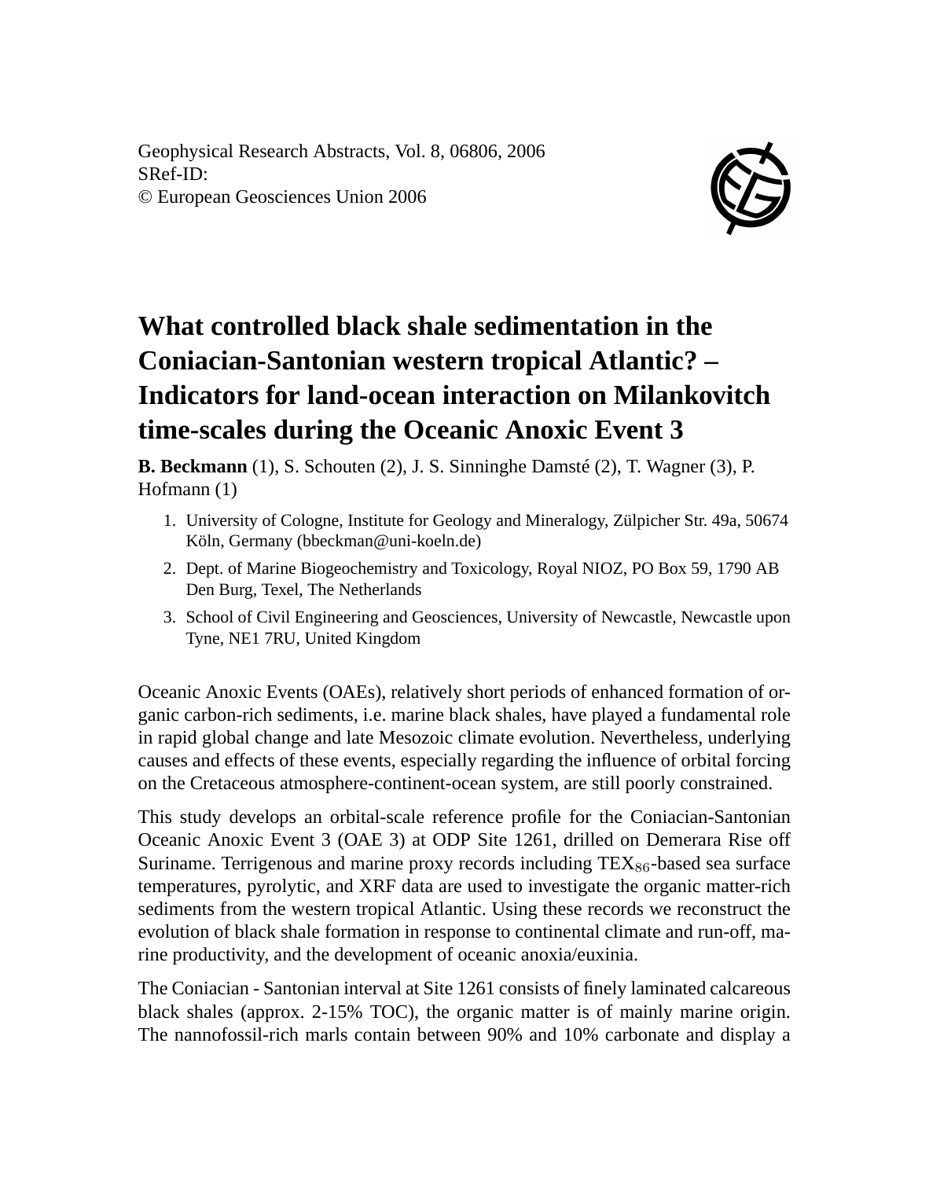Geophysical Research Abstracts, Vol. 8, 06806, 2006
SRef-ID:
© European Geosciences Union 2006

# What controlled black shale sedimentation in the Coniacian-Santonian western tropical Atlantic? – Indicators for land-ocean interaction on Milankovitch time-scales during the Oceanic Anoxic Event 3

**B. Beckmann** (1), S. Schouten (2), J. S. Sinninghe Damsté (2), T. Wagner (3), P. Hofmann (1)

1. University of Cologne, Institute for Geology and Mineralogy, Zülpicher Str. 49a, 50674 Köln, Germany (bbeckman@uni-koeln.de)
2. Dept. of Marine Biogeochemistry and Toxicology, Royal NIOZ, PO Box 59, 1790 AB Den Burg, Texel, The Netherlands
3. School of Civil Engineering and Geosciences, University of Newcastle, Newcastle upon Tyne, NE1 7RU, United Kingdom

Oceanic Anoxic Events (OAEs), relatively short periods of enhanced formation of organic carbon-rich sediments, i.e. marine black shales, have played a fundamental role in rapid global change and late Mesozoic climate evolution. Nevertheless, underlying causes and effects of these events, especially regarding the influence of orbital forcing on the Cretaceous atmosphere-continent-ocean system, are still poorly constrained.

This study develops an orbital-scale reference profile for the Coniacian-Santonian Oceanic Anoxic Event 3 (OAE 3) at ODP Site 1261, drilled on Demerara Rise off Suriname. Terrigenous and marine proxy records including $TEX_{86}$-based sea surface temperatures, pyrolytic, and XRF data are used to investigate the organic matter-rich sediments from the western tropical Atlantic. Using these records we reconstruct the evolution of black shale formation in response to continental climate and run-off, marine productivity, and the development of oceanic anoxia/euxinia.

The Coniacian - Santonian interval at Site 1261 consists of finely laminated calcareous black shales (approx. 2-15% TOC), the organic matter is of mainly marine origin. The nannofossil-rich marls contain between 90% and 10% carbonate and display a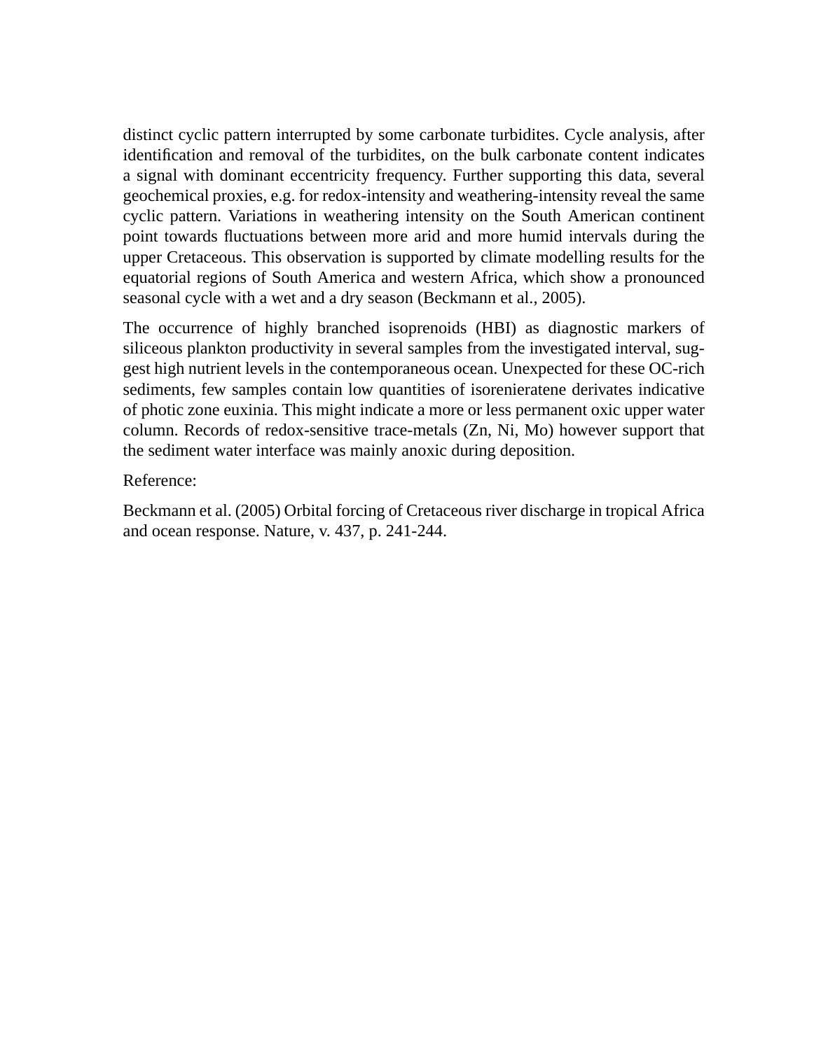distinct cyclic pattern interrupted by some carbonate turbidites. Cycle analysis, after identification and removal of the turbidites, on the bulk carbonate content indicates a signal with dominant eccentricity frequency. Further supporting this data, several geochemical proxies, e.g. for redox-intensity and weathering-intensity reveal the same cyclic pattern. Variations in weathering intensity on the South American continent point towards fluctuations between more arid and more humid intervals during the upper Cretaceous. This observation is supported by climate modelling results for the equatorial regions of South America and western Africa, which show a pronounced seasonal cycle with a wet and a dry season (Beckmann et al., 2005).

The occurrence of highly branched isoprenoids (HBI) as diagnostic markers of siliceous plankton productivity in several samples from the investigated interval, suggest high nutrient levels in the contemporaneous ocean. Unexpected for these OC-rich sediments, few samples contain low quantities of isorenieratene derivates indicative of photic zone euxinia. This might indicate a more or less permanent oxic upper water column. Records of redox-sensitive trace-metals (Zn, Ni, Mo) however support that the sediment water interface was mainly anoxic during deposition.

Reference:

Beckmann et al. (2005) Orbital forcing of Cretaceous river discharge in tropical Africa and ocean response. Nature, v. 437, p. 241-244.